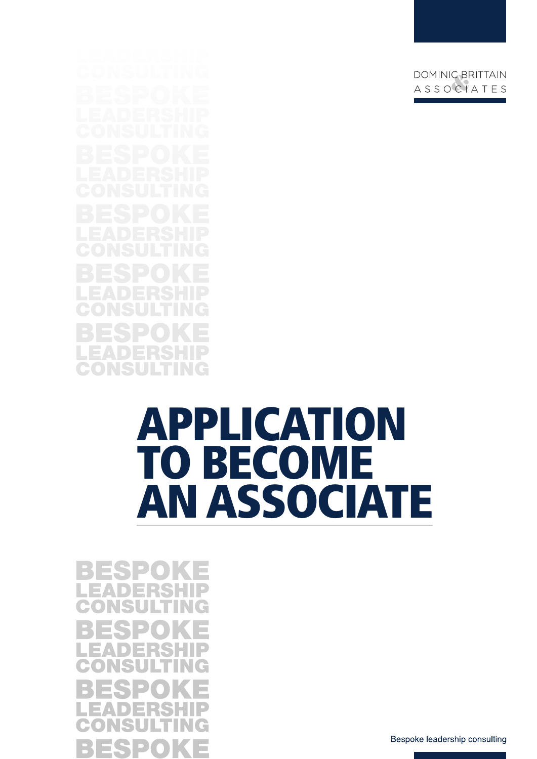DOMINIC BRITTAIN & ASSOCIATES

# APPLICATION TO BECOME AN ASSOCIATE

Bespoke leadership consulting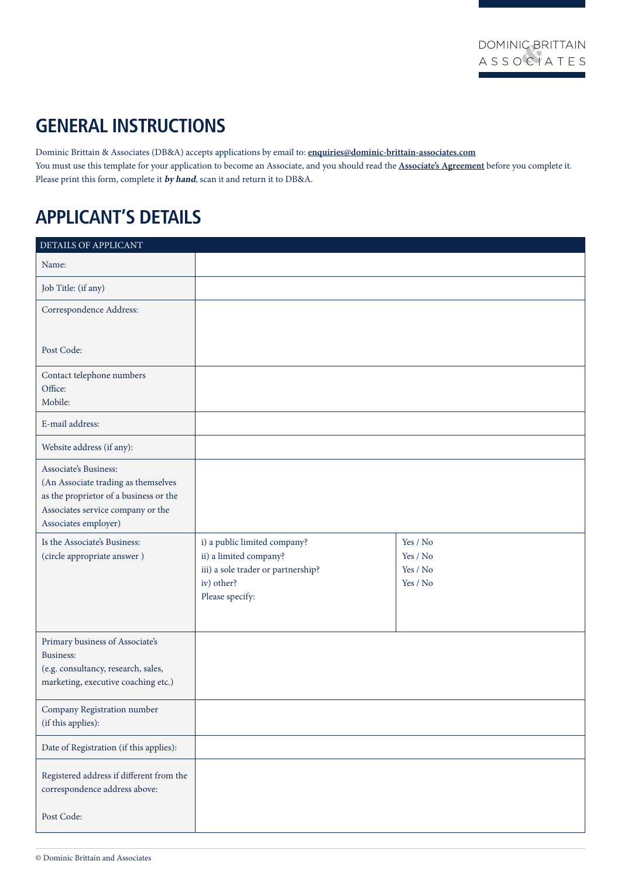# GENERAL INSTRUCTIONS

Dominic Brittain & Associates (DB&A) accepts applications by email to: **enquiries@dominic-brittain-associates.com**
You must use this template for your application to become an Associate, and you should read the **Associate's Agreement** before you complete it.
Please print this form, complete it ***by hand***, scan it and return it to DB&A.

# APPLICANT'S DETAILS

| DETAILS OF APPLICANT | | |
|---|---|---|
| Name: | | |
| Job Title: (if any) | | |
| Correspondence Address:<br><br>Post Code: | | |
| Contact telephone numbers<br>Office:<br>Mobile: | | |
| E-mail address: | | |
| Website address (if any): | | |
| Associate's Business:<br>(An Associate trading as themselves as the proprietor of a business or the Associates service company or the Associates employer) | | |
| Is the Associate's Business:<br>(circle appropriate answer ) | i) a public limited company?<br>ii) a limited company?<br>iii) a sole trader or partnership?<br>iv) other?<br>Please specify: | Yes / No<br>Yes / No<br>Yes / No<br>Yes / No |
| Primary business of Associate's Business:<br>(e.g. consultancy, research, sales, marketing, executive coaching etc.) | | |
| Company Registration number<br>(if this applies): | | |
| Date of Registration (if this applies): | | |
| Registered address if different from the correspondence address above:<br><br>Post Code: | | |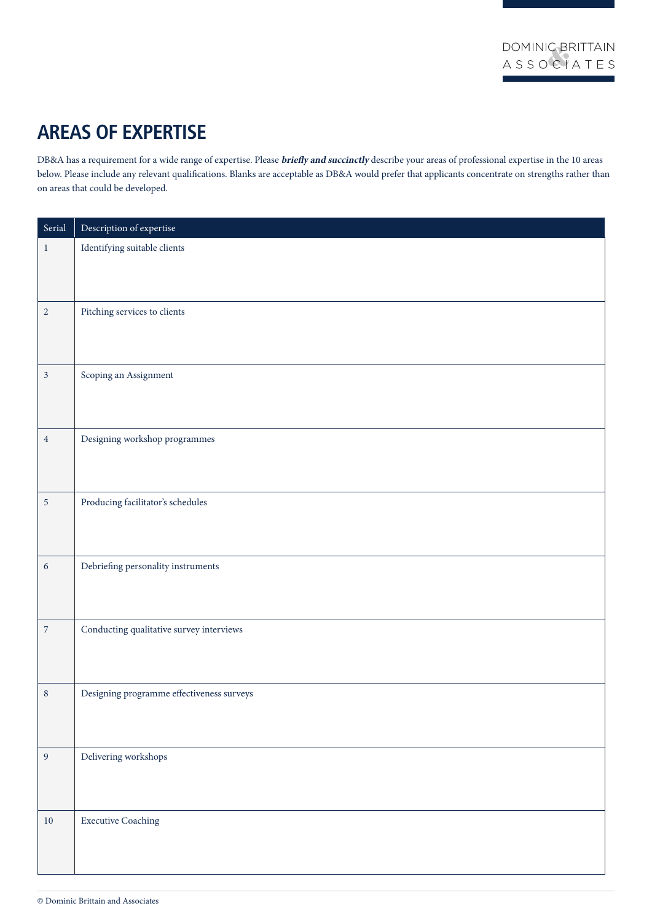## AREAS OF EXPERTISE

DB&A has a requirement for a wide range of expertise. Please ***briefly and succinctly*** describe your areas of professional expertise in the 10 areas below. Please include any relevant qualifications. Blanks are acceptable as DB&A would prefer that applicants concentrate on strengths rather than on areas that could be developed.

| Serial | Description of expertise |
| --- | --- |
| 1 | Identifying suitable clients |
| 2 | Pitching services to clients |
| 3 | Scoping an Assignment |
| 4 | Designing workshop programmes |
| 5 | Producing facilitator's schedules |
| 6 | Debriefing personality instruments |
| 7 | Conducting qualitative survey interviews |
| 8 | Designing programme effectiveness surveys |
| 9 | Delivering workshops |
| 10 | Executive Coaching |

© Dominic Brittain and Associates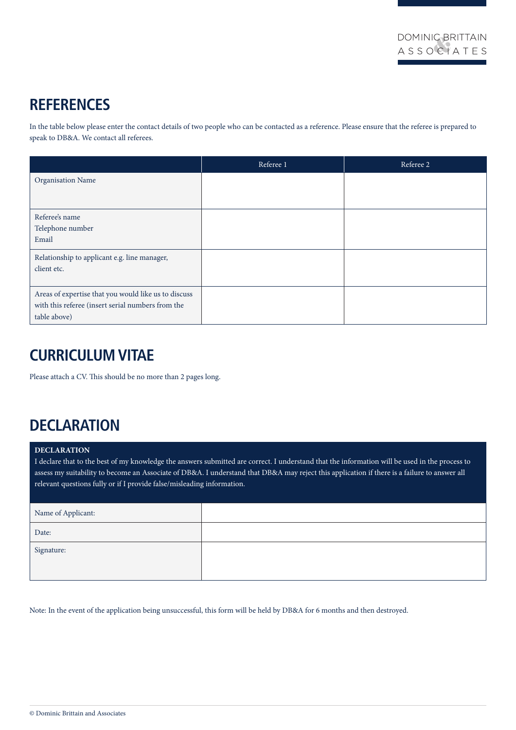DOMINIC BRITTAIN & ASSOCIATES

## REFERENCES

In the table below please enter the contact details of two people who can be contacted as a reference. Please ensure that the referee is prepared to speak to DB&A. We contact all referees.

| | Referee 1 | Referee 2 |
|---|---|---|
| Organisation Name | | |
| Referee's name<br>Telephone number<br>Email | | |
| Relationship to applicant e.g. line manager, client etc. | | |
| Areas of expertise that you would like us to discuss with this referee (insert serial numbers from the table above) | | |

## CURRICULUM VITAE

Please attach a CV. This should be no more than 2 pages long.

## DECLARATION

| **DECLARATION**<br>I declare that to the best of my knowledge the answers submitted are correct. I understand that the information will be used in the process to assess my suitability to become an Associate of DB&A. I understand that DB&A may reject this application if there is a failure to answer all relevant questions fully or if I provide false/misleading information. | |
|---|---|
| Name of Applicant: | |
| Date: | |
| Signature: | |

Note: In the event of the application being unsuccessful, this form will be held by DB&A for 6 months and then destroyed.

© Dominic Brittain and Associates